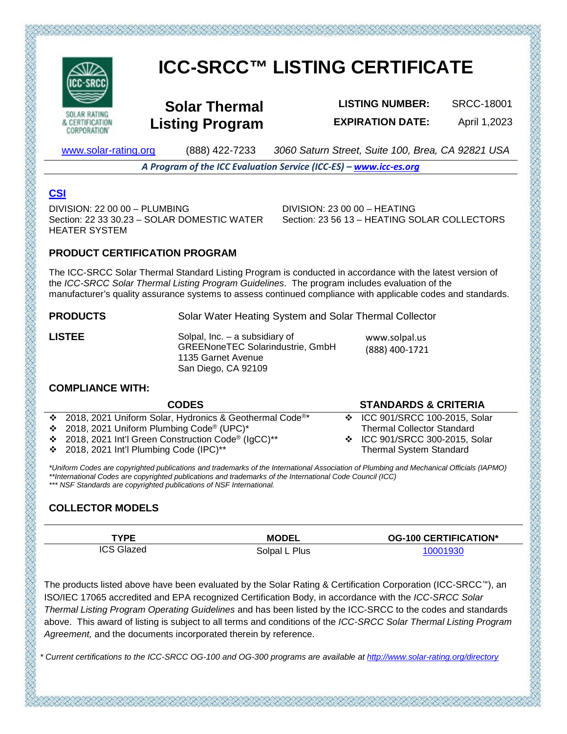# ICC-SRCC™ LISTING CERTIFICATE

SOLAR RATING & CERTIFICATION CORPORATION

## Solar Thermal Listing Program

**LISTING NUMBER:** SRCC-18001

**EXPIRATION DATE:** April 1,2023

www.solar-rating.org (888) 422-7233 *3060 Saturn Street, Suite 100, Brea, CA 92821 USA*

***A Program of the ICC Evaluation Service (ICC-ES) – www.icc-es.org***

### CSI

DIVISION: 22 00 00 – PLUMBING
Section: 22 33 30.23 – SOLAR DOMESTIC WATER HEATER SYSTEM

DIVISION: 23 00 00 – HEATING
Section: 23 56 13 – HEATING SOLAR COLLECTORS

### PRODUCT CERTIFICATION PROGRAM

The ICC-SRCC Solar Thermal Standard Listing Program is conducted in accordance with the latest version of the *ICC-SRCC Solar Thermal Listing Program Guidelines*. The program includes evaluation of the manufacturer's quality assurance systems to assess continued compliance with applicable codes and standards.

**PRODUCTS** Solar Water Heating System and Solar Thermal Collector

**LISTEE**

Solpal, Inc. – a subsidiary of
GREENoneTEC Solarindustrie, GmbH
1135 Garnet Avenue
San Diego, CA 92109

www.solpal.us
(888) 400-1721

### COMPLIANCE WITH:

**CODES**

- 2018, 2021 Uniform Solar, Hydronics & Geothermal Code®*
- 2018, 2021 Uniform Plumbing Code® (UPC)*
- 2018, 2021 Int'l Green Construction Code® (IgCC)**
- 2018, 2021 Int'l Plumbing Code (IPC)**

**STANDARDS & CRITERIA**

- ICC 901/SRCC 100-2015, Solar Thermal Collector Standard
- ICC 901/SRCC 300-2015, Solar Thermal System Standard

*\*Uniform Codes are copyrighted publications and trademarks of the International Association of Plumbing and Mechanical Officials (IAPMO)*
*\*\*International Codes are copyrighted publications and trademarks of the International Code Council (ICC)*
*\*\*\* NSF Standards are copyrighted publications of NSF International.*

### COLLECTOR MODELS

| TYPE | MODEL | OG-100 CERTIFICATION* |
|---|---|---|
| ICS Glazed | Solpal L Plus | 10001930 |

The products listed above have been evaluated by the Solar Rating & Certification Corporation (ICC-SRCC™), an ISO/IEC 17065 accredited and EPA recognized Certification Body, in accordance with the *ICC-SRCC Solar Thermal Listing Program Operating Guidelines* and has been listed by the ICC-SRCC to the codes and standards above. This award of listing is subject to all terms and conditions of the *ICC-SRCC Solar Thermal Listing Program Agreement,* and the documents incorporated therein by reference.

*\* Current certifications to the ICC-SRCC OG-100 and OG-300 programs are available at http://www.solar-rating.org/directory*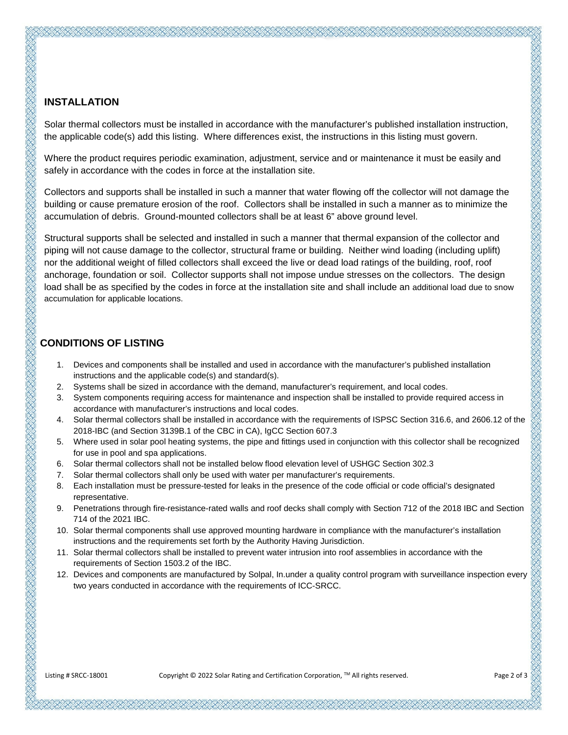## INSTALLATION

Solar thermal collectors must be installed in accordance with the manufacturer's published installation instruction, the applicable code(s) add this listing. Where differences exist, the instructions in this listing must govern.

Where the product requires periodic examination, adjustment, service and or maintenance it must be easily and safely in accordance with the codes in force at the installation site.

Collectors and supports shall be installed in such a manner that water flowing off the collector will not damage the building or cause premature erosion of the roof. Collectors shall be installed in such a manner as to minimize the accumulation of debris. Ground-mounted collectors shall be at least 6" above ground level.

Structural supports shall be selected and installed in such a manner that thermal expansion of the collector and piping will not cause damage to the collector, structural frame or building. Neither wind loading (including uplift) nor the additional weight of filled collectors shall exceed the live or dead load ratings of the building, roof, roof anchorage, foundation or soil. Collector supports shall not impose undue stresses on the collectors. The design load shall be as specified by the codes in force at the installation site and shall include an additional load due to snow accumulation for applicable locations.

## CONDITIONS OF LISTING

1. Devices and components shall be installed and used in accordance with the manufacturer's published installation instructions and the applicable code(s) and standard(s).
2. Systems shall be sized in accordance with the demand, manufacturer's requirement, and local codes.
3. System components requiring access for maintenance and inspection shall be installed to provide required access in accordance with manufacturer's instructions and local codes.
4. Solar thermal collectors shall be installed in accordance with the requirements of ISPSC Section 316.6, and 2606.12 of the 2018-IBC (and Section 3139B.1 of the CBC in CA), IgCC Section 607.3
5. Where used in solar pool heating systems, the pipe and fittings used in conjunction with this collector shall be recognized for use in pool and spa applications.
6. Solar thermal collectors shall not be installed below flood elevation level of USHGC Section 302.3
7. Solar thermal collectors shall only be used with water per manufacturer's requirements.
8. Each installation must be pressure-tested for leaks in the presence of the code official or code official's designated representative.
9. Penetrations through fire-resistance-rated walls and roof decks shall comply with Section 712 of the 2018 IBC and Section 714 of the 2021 IBC.
10. Solar thermal components shall use approved mounting hardware in compliance with the manufacturer's installation instructions and the requirements set forth by the Authority Having Jurisdiction.
11. Solar thermal collectors shall be installed to prevent water intrusion into roof assemblies in accordance with the requirements of Section 1503.2 of the IBC.
12. Devices and components are manufactured by Solpal, In.under a quality control program with surveillance inspection every two years conducted in accordance with the requirements of ICC-SRCC.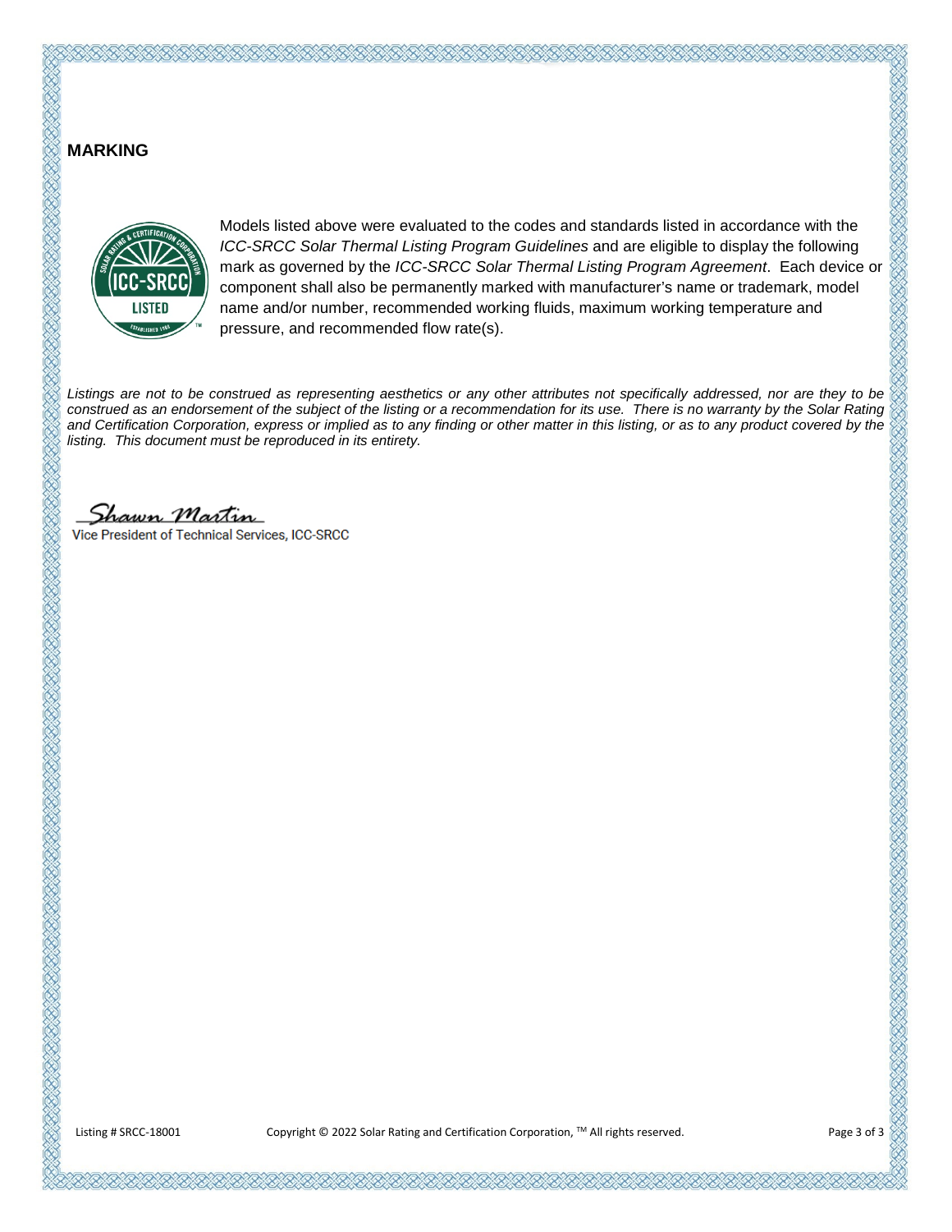## MARKING

Models listed above were evaluated to the codes and standards listed in accordance with the *ICC-SRCC Solar Thermal Listing Program Guidelines* and are eligible to display the following mark as governed by the *ICC-SRCC Solar Thermal Listing Program Agreement*. Each device or component shall also be permanently marked with manufacturer's name or trademark, model name and/or number, recommended working fluids, maximum working temperature and pressure, and recommended flow rate(s).

*Listings are not to be construed as representing aesthetics or any other attributes not specifically addressed, nor are they to be construed as an endorsement of the subject of the listing or a recommendation for its use. There is no warranty by the Solar Rating and Certification Corporation, express or implied as to any finding or other matter in this listing, or as to any product covered by the listing. This document must be reproduced in its entirety.*

Shawn Martin
Vice President of Technical Services, ICC-SRCC

Listing # SRCC-18001 Copyright © 2022 Solar Rating and Certification Corporation, ™ All rights reserved.